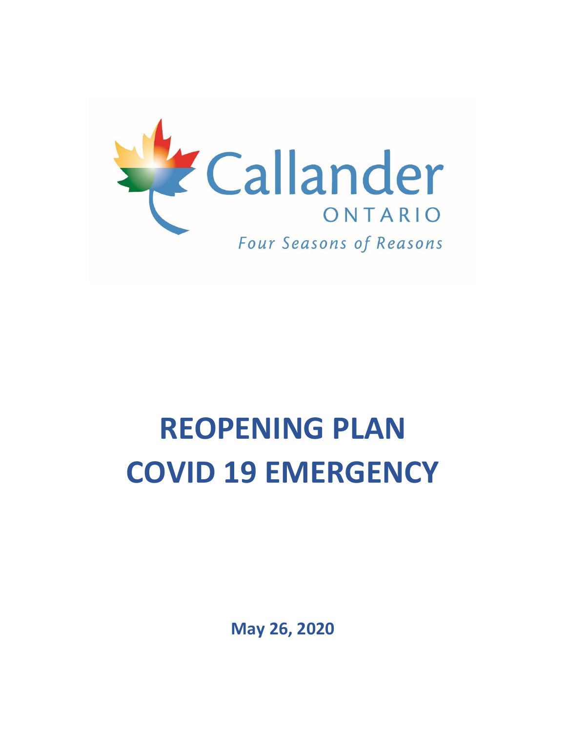Callander

ONTARIO

*Four Seasons of Reasons*

# REOPENING PLAN
# COVID 19 EMERGENCY

**May 26, 2020**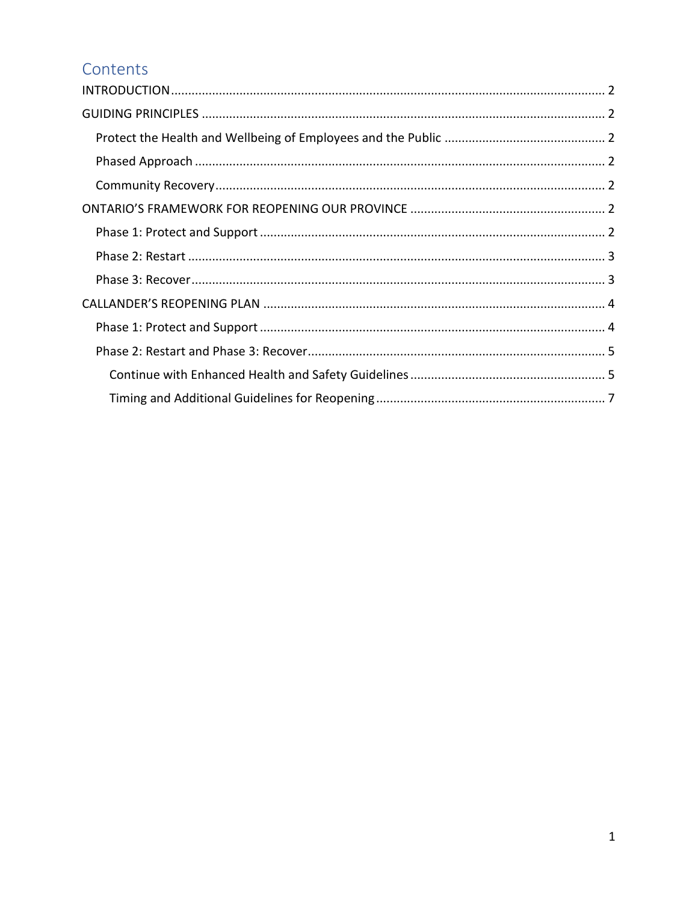# Contents

- INTRODUCTION ........................................................................ 2
- GUIDING PRINCIPLES ................................................................ 2
  - Protect the Health and Wellbeing of Employees and the Public ........................ 2
  - Phased Approach ................................................................ 2
  - Community Recovery ............................................................. 2
- ONTARIO'S FRAMEWORK FOR REOPENING OUR PROVINCE ..................................... 2
  - Phase 1: Protect and Support ................................................... 2
  - Phase 2: Restart ............................................................... 3
  - Phase 3: Recover ............................................................... 3
- CALLANDER'S REOPENING PLAN ........................................................ 4
  - Phase 1: Protect and Support ................................................... 4
  - Phase 2: Restart and Phase 3: Recover .......................................... 5
    - Continue with Enhanced Health and Safety Guidelines ........................ 5
    - Timing and Additional Guidelines for Reopening ............................. 7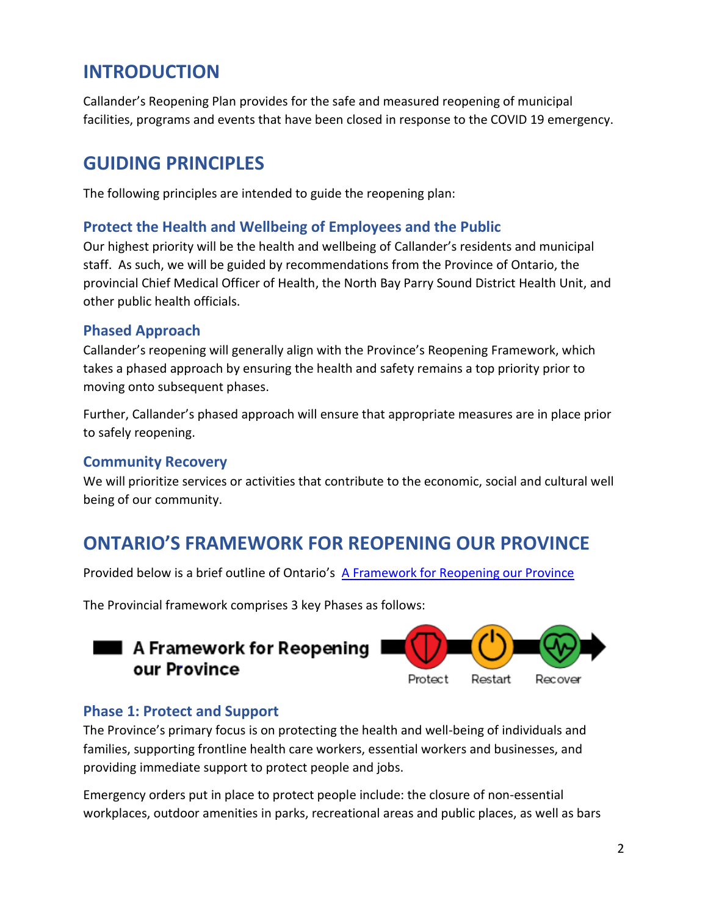# INTRODUCTION

Callander's Reopening Plan provides for the safe and measured reopening of municipal facilities, programs and events that have been closed in response to the COVID 19 emergency.

# GUIDING PRINCIPLES

The following principles are intended to guide the reopening plan:

## Protect the Health and Wellbeing of Employees and the Public

Our highest priority will be the health and wellbeing of Callander's residents and municipal staff. As such, we will be guided by recommendations from the Province of Ontario, the provincial Chief Medical Officer of Health, the North Bay Parry Sound District Health Unit, and other public health officials.

## Phased Approach

Callander's reopening will generally align with the Province's Reopening Framework, which takes a phased approach by ensuring the health and safety remains a top priority prior to moving onto subsequent phases.

Further, Callander's phased approach will ensure that appropriate measures are in place prior to safely reopening.

## Community Recovery

We will prioritize services or activities that contribute to the economic, social and cultural well being of our community.

# ONTARIO'S FRAMEWORK FOR REOPENING OUR PROVINCE

Provided below is a brief outline of Ontario's [A Framework for Reopening our Province]

The Provincial framework comprises 3 key Phases as follows:

**A Framework for Reopening our Province**

Protect Restart Recover

## Phase 1: Protect and Support

The Province's primary focus is on protecting the health and well-being of individuals and families, supporting frontline health care workers, essential workers and businesses, and providing immediate support to protect people and jobs.

Emergency orders put in place to protect people include: the closure of non-essential workplaces, outdoor amenities in parks, recreational areas and public places, as well as bars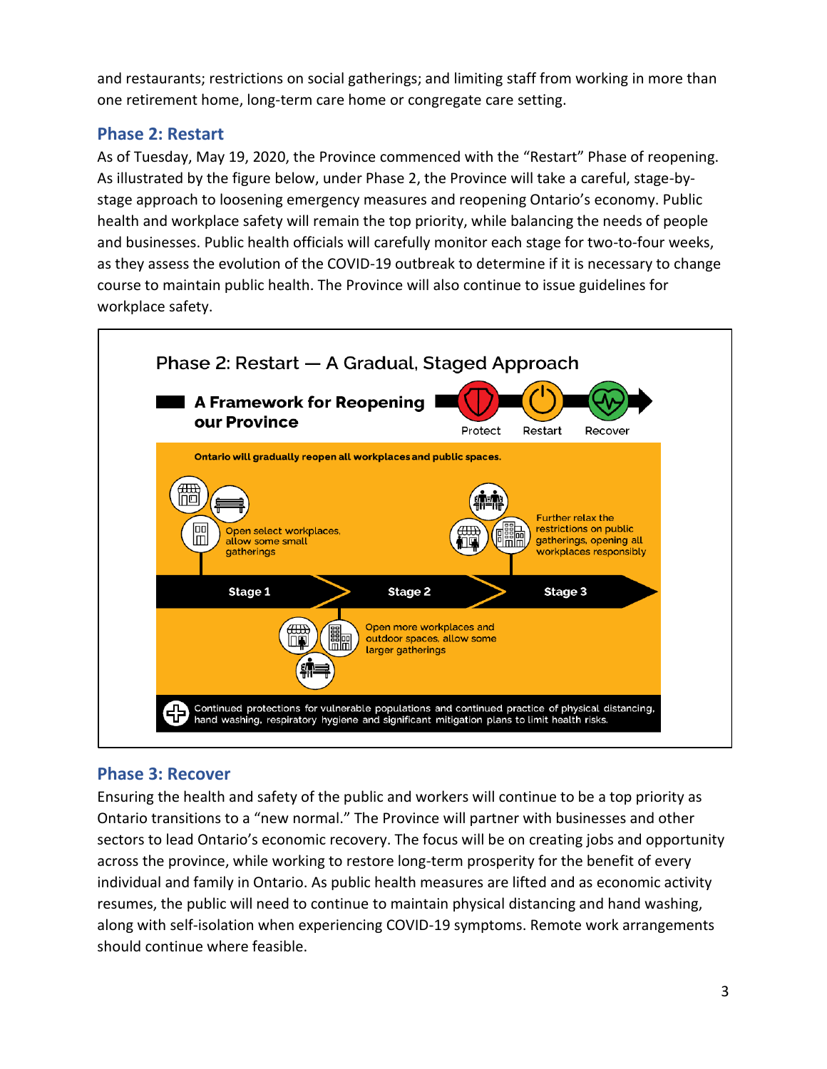and restaurants; restrictions on social gatherings; and limiting staff from working in more than one retirement home, long-term care home or congregate care setting.

## Phase 2: Restart

As of Tuesday, May 19, 2020, the Province commenced with the "Restart" Phase of reopening. As illustrated by the figure below, under Phase 2, the Province will take a careful, stage-by-stage approach to loosening emergency measures and reopening Ontario's economy. Public health and workplace safety will remain the top priority, while balancing the needs of people and businesses. Public health officials will carefully monitor each stage for two-to-four weeks, as they assess the evolution of the COVID-19 outbreak to determine if it is necessary to change course to maintain public health. The Province will also continue to issue guidelines for workplace safety.

**Phase 2: Restart — A Gradual, Staged Approach**

**A Framework for Reopening our Province**

Protect → Restart → Recover

**Ontario will gradually reopen all workplaces and public spaces.**

- **Stage 1**: Open select workplaces, allow some small gatherings
- **Stage 2**: Open more workplaces and outdoor spaces, allow some larger gatherings
- **Stage 3**: Further relax the restrictions on public gatherings, opening all workplaces responsibly

Continued protections for vulnerable populations and continued practice of physical distancing, hand washing, respiratory hygiene and significant mitigation plans to limit health risks.

## Phase 3: Recover

Ensuring the health and safety of the public and workers will continue to be a top priority as Ontario transitions to a "new normal." The Province will partner with businesses and other sectors to lead Ontario's economic recovery. The focus will be on creating jobs and opportunity across the province, while working to restore long-term prosperity for the benefit of every individual and family in Ontario. As public health measures are lifted and as economic activity resumes, the public will need to continue to maintain physical distancing and hand washing, along with self-isolation when experiencing COVID-19 symptoms. Remote work arrangements should continue where feasible.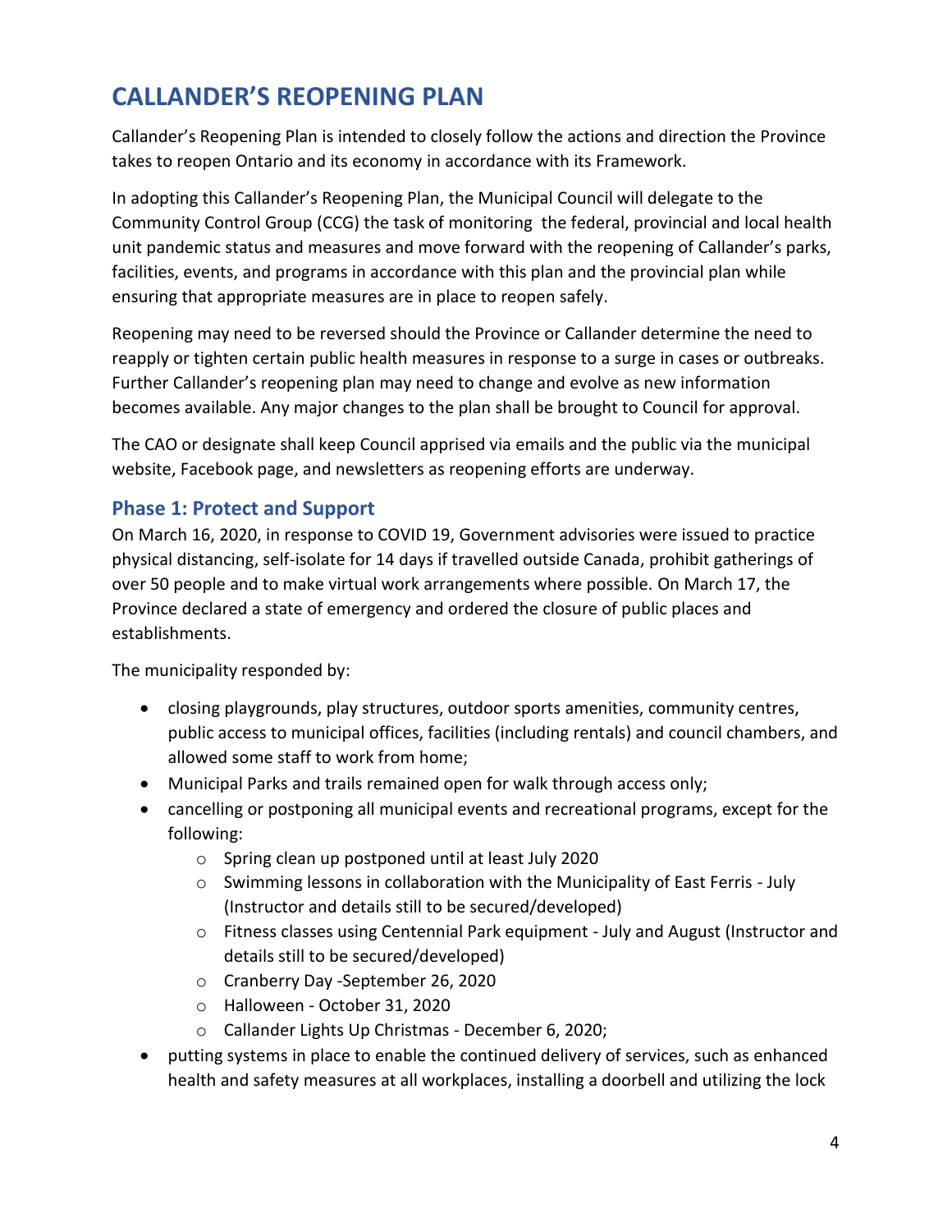# CALLANDER'S REOPENING PLAN

Callander's Reopening Plan is intended to closely follow the actions and direction the Province takes to reopen Ontario and its economy in accordance with its Framework.

In adopting this Callander's Reopening Plan, the Municipal Council will delegate to the Community Control Group (CCG) the task of monitoring the federal, provincial and local health unit pandemic status and measures and move forward with the reopening of Callander's parks, facilities, events, and programs in accordance with this plan and the provincial plan while ensuring that appropriate measures are in place to reopen safely.

Reopening may need to be reversed should the Province or Callander determine the need to reapply or tighten certain public health measures in response to a surge in cases or outbreaks. Further Callander's reopening plan may need to change and evolve as new information becomes available. Any major changes to the plan shall be brought to Council for approval.

The CAO or designate shall keep Council apprised via emails and the public via the municipal website, Facebook page, and newsletters as reopening efforts are underway.

## Phase 1: Protect and Support

On March 16, 2020, in response to COVID 19, Government advisories were issued to practice physical distancing, self-isolate for 14 days if travelled outside Canada, prohibit gatherings of over 50 people and to make virtual work arrangements where possible. On March 17, the Province declared a state of emergency and ordered the closure of public places and establishments.

The municipality responded by:

- closing playgrounds, play structures, outdoor sports amenities, community centres, public access to municipal offices, facilities (including rentals) and council chambers, and allowed some staff to work from home;
- Municipal Parks and trails remained open for walk through access only;
- cancelling or postponing all municipal events and recreational programs, except for the following:
  - Spring clean up postponed until at least July 2020
  - Swimming lessons in collaboration with the Municipality of East Ferris - July (Instructor and details still to be secured/developed)
  - Fitness classes using Centennial Park equipment - July and August (Instructor and details still to be secured/developed)
  - Cranberry Day -September 26, 2020
  - Halloween - October 31, 2020
  - Callander Lights Up Christmas - December 6, 2020;
- putting systems in place to enable the continued delivery of services, such as enhanced health and safety measures at all workplaces, installing a doorbell and utilizing the lock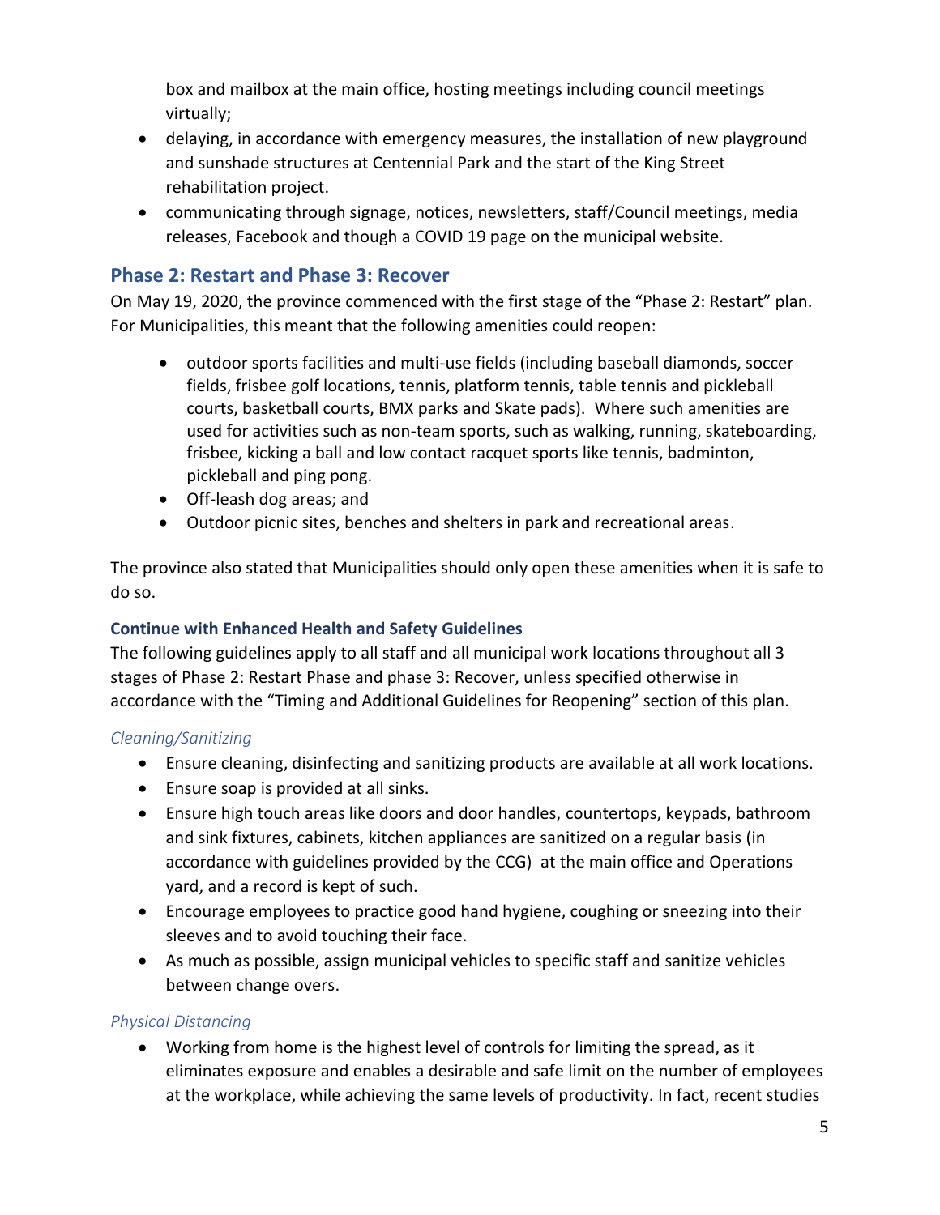box and mailbox at the main office, hosting meetings including council meetings virtually;

- delaying, in accordance with emergency measures, the installation of new playground and sunshade structures at Centennial Park and the start of the King Street rehabilitation project.
- communicating through signage, notices, newsletters, staff/Council meetings, media releases, Facebook and though a COVID 19 page on the municipal website.

## Phase 2: Restart and Phase 3: Recover

On May 19, 2020, the province commenced with the first stage of the "Phase 2: Restart" plan. For Municipalities, this meant that the following amenities could reopen:

- outdoor sports facilities and multi-use fields (including baseball diamonds, soccer fields, frisbee golf locations, tennis, platform tennis, table tennis and pickleball courts, basketball courts, BMX parks and Skate pads). Where such amenities are used for activities such as non-team sports, such as walking, running, skateboarding, frisbee, kicking a ball and low contact racquet sports like tennis, badminton, pickleball and ping pong.
- Off-leash dog areas; and
- Outdoor picnic sites, benches and shelters in park and recreational areas.

The province also stated that Municipalities should only open these amenities when it is safe to do so.

### Continue with Enhanced Health and Safety Guidelines

The following guidelines apply to all staff and all municipal work locations throughout all 3 stages of Phase 2: Restart Phase and phase 3: Recover, unless specified otherwise in accordance with the "Timing and Additional Guidelines for Reopening" section of this plan.

#### *Cleaning/Sanitizing*

- Ensure cleaning, disinfecting and sanitizing products are available at all work locations.
- Ensure soap is provided at all sinks.
- Ensure high touch areas like doors and door handles, countertops, keypads, bathroom and sink fixtures, cabinets, kitchen appliances are sanitized on a regular basis (in accordance with guidelines provided by the CCG) at the main office and Operations yard, and a record is kept of such.
- Encourage employees to practice good hand hygiene, coughing or sneezing into their sleeves and to avoid touching their face.
- As much as possible, assign municipal vehicles to specific staff and sanitize vehicles between change overs.

#### *Physical Distancing*

- Working from home is the highest level of controls for limiting the spread, as it eliminates exposure and enables a desirable and safe limit on the number of employees at the workplace, while achieving the same levels of productivity. In fact, recent studies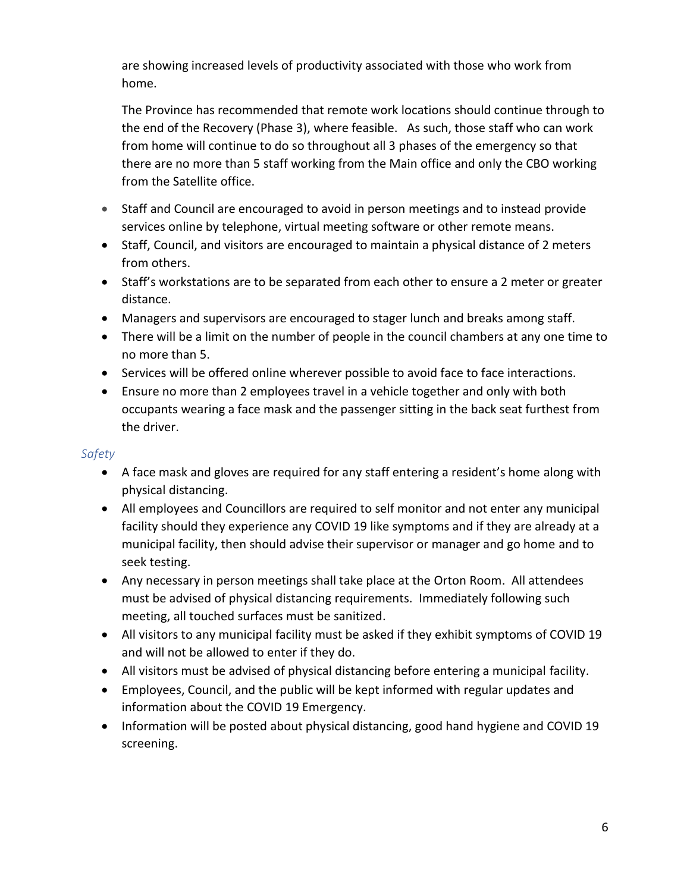are showing increased levels of productivity associated with those who work from home.

The Province has recommended that remote work locations should continue through to the end of the Recovery (Phase 3), where feasible. As such, those staff who can work from home will continue to do so throughout all 3 phases of the emergency so that there are no more than 5 staff working from the Main office and only the CBO working from the Satellite office.

- Staff and Council are encouraged to avoid in person meetings and to instead provide services online by telephone, virtual meeting software or other remote means.
- Staff, Council, and visitors are encouraged to maintain a physical distance of 2 meters from others.
- Staff's workstations are to be separated from each other to ensure a 2 meter or greater distance.
- Managers and supervisors are encouraged to stager lunch and breaks among staff.
- There will be a limit on the number of people in the council chambers at any one time to no more than 5.
- Services will be offered online wherever possible to avoid face to face interactions.
- Ensure no more than 2 employees travel in a vehicle together and only with both occupants wearing a face mask and the passenger sitting in the back seat furthest from the driver.

### *Safety*

- A face mask and gloves are required for any staff entering a resident's home along with physical distancing.
- All employees and Councillors are required to self monitor and not enter any municipal facility should they experience any COVID 19 like symptoms and if they are already at a municipal facility, then should advise their supervisor or manager and go home and to seek testing.
- Any necessary in person meetings shall take place at the Orton Room. All attendees must be advised of physical distancing requirements. Immediately following such meeting, all touched surfaces must be sanitized.
- All visitors to any municipal facility must be asked if they exhibit symptoms of COVID 19 and will not be allowed to enter if they do.
- All visitors must be advised of physical distancing before entering a municipal facility.
- Employees, Council, and the public will be kept informed with regular updates and information about the COVID 19 Emergency.
- Information will be posted about physical distancing, good hand hygiene and COVID 19 screening.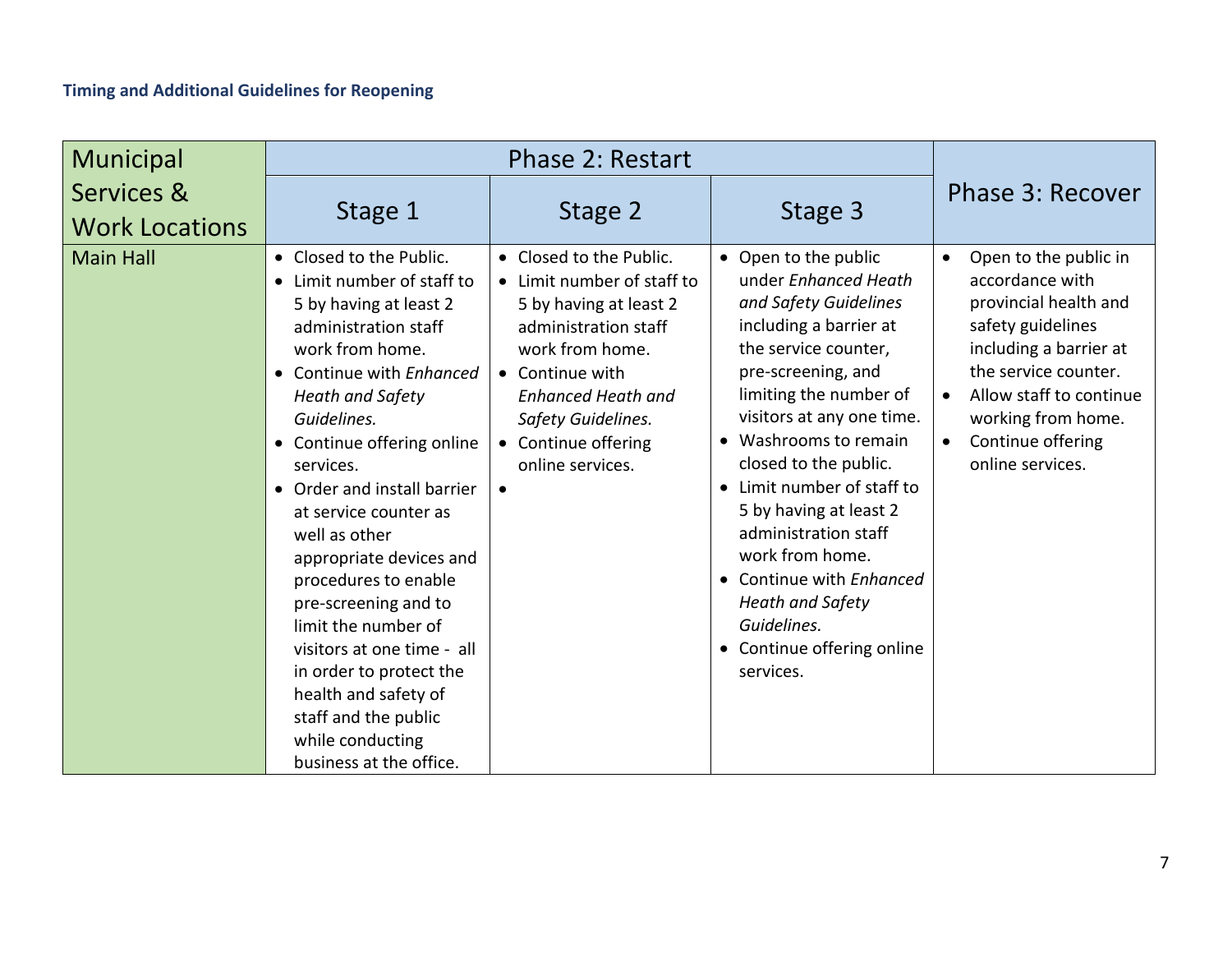### Timing and Additional Guidelines for Reopening

| Municipal Services & Work Locations | Phase 2: Restart | | | Phase 3: Recover |
|---|---|---|---|---|
| | Stage 1 | Stage 2 | Stage 3 | |
| Main Hall | • Closed to the Public.<br>• Limit number of staff to 5 by having at least 2 administration staff work from home.<br>• Continue with *Enhanced Heath and Safety Guidelines.*<br>• Continue offering online services.<br>• Order and install barrier at service counter as well as other appropriate devices and procedures to enable pre-screening and to limit the number of visitors at one time - all in order to protect the health and safety of staff and the public while conducting business at the office. | • Closed to the Public.<br>• Limit number of staff to 5 by having at least 2 administration staff work from home.<br>• Continue with *Enhanced Heath and Safety Guidelines.*<br>• Continue offering online services.<br>• | • Open to the public under *Enhanced Heath and Safety Guidelines* including a barrier at the service counter, pre-screening, and limiting the number of visitors at any one time.<br>• Washrooms to remain closed to the public.<br>• Limit number of staff to 5 by having at least 2 administration staff work from home.<br>• Continue with *Enhanced Heath and Safety Guidelines.*<br>• Continue offering online services. | • Open to the public in accordance with provincial health and safety guidelines including a barrier at the service counter.<br>• Allow staff to continue working from home.<br>• Continue offering online services. |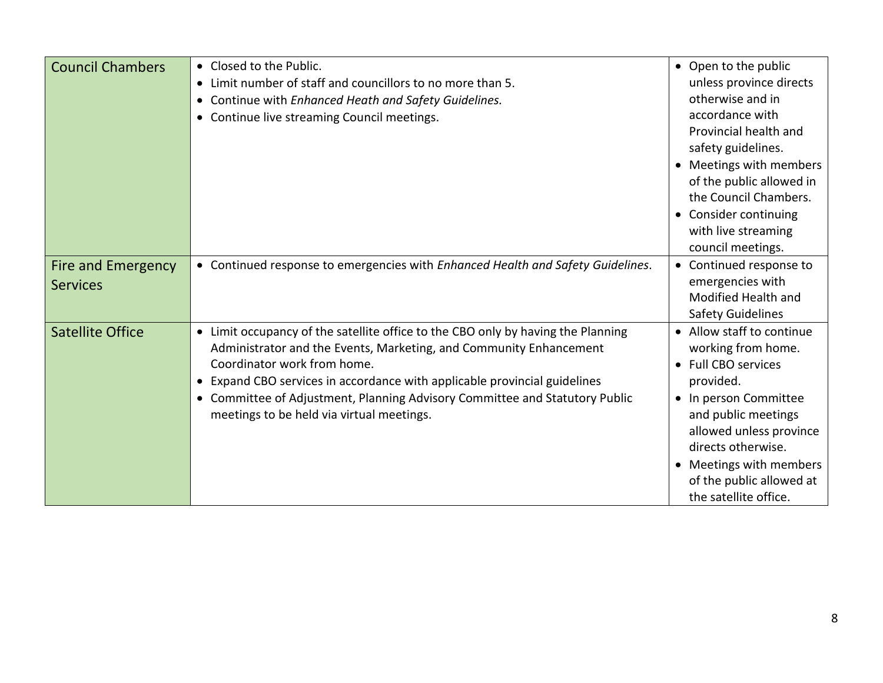| | | |
|---|---|---|
| Council Chambers | • Closed to the Public.<br>• Limit number of staff and councillors to no more than 5.<br>• Continue with *Enhanced Heath and Safety Guidelines.*<br>• Continue live streaming Council meetings. | • Open to the public unless province directs otherwise and in accordance with Provincial health and safety guidelines.<br>• Meetings with members of the public allowed in the Council Chambers.<br>• Consider continuing with live streaming council meetings. |
| Fire and Emergency Services | • Continued response to emergencies with *Enhanced Health and Safety Guidelines*. | • Continued response to emergencies with Modified Health and Safety Guidelines |
| Satellite Office | • Limit occupancy of the satellite office to the CBO only by having the Planning Administrator and the Events, Marketing, and Community Enhancement Coordinator work from home.<br>• Expand CBO services in accordance with applicable provincial guidelines<br>• Committee of Adjustment, Planning Advisory Committee and Statutory Public meetings to be held via virtual meetings. | • Allow staff to continue working from home.<br>• Full CBO services provided.<br>• In person Committee and public meetings allowed unless province directs otherwise.<br>• Meetings with members of the public allowed at the satellite office. |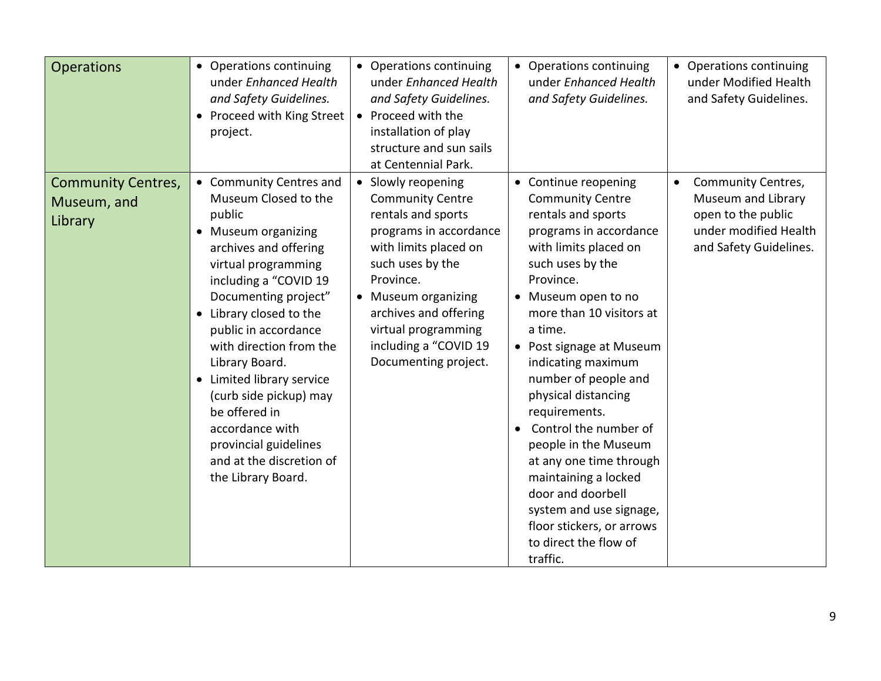| Operations | • Operations continuing under *Enhanced Health and Safety Guidelines.*<br>• Proceed with King Street project. | • Operations continuing under *Enhanced Health and Safety Guidelines.*<br>• Proceed with the installation of play structure and sun sails at Centennial Park. | • Operations continuing under *Enhanced Health and Safety Guidelines.* | • Operations continuing under Modified Health and Safety Guidelines. |
|---|---|---|---|---|
| Community Centres, Museum, and Library | • Community Centres and Museum Closed to the public<br>• Museum organizing archives and offering virtual programming including a "COVID 19 Documenting project"<br>• Library closed to the public in accordance with direction from the Library Board.<br>• Limited library service (curb side pickup) may be offered in accordance with provincial guidelines and at the discretion of the Library Board. | • Slowly reopening Community Centre rentals and sports programs in accordance with limits placed on such uses by the Province.<br>• Museum organizing archives and offering virtual programming including a "COVID 19 Documenting project. | • Continue reopening Community Centre rentals and sports programs in accordance with limits placed on such uses by the Province.<br>• Museum open to no more than 10 visitors at a time.<br>• Post signage at Museum indicating maximum number of people and physical distancing requirements.<br>• Control the number of people in the Museum at any one time through maintaining a locked door and doorbell system and use signage, floor stickers, or arrows to direct the flow of traffic. | • Community Centres, Museum and Library open to the public under modified Health and Safety Guidelines. |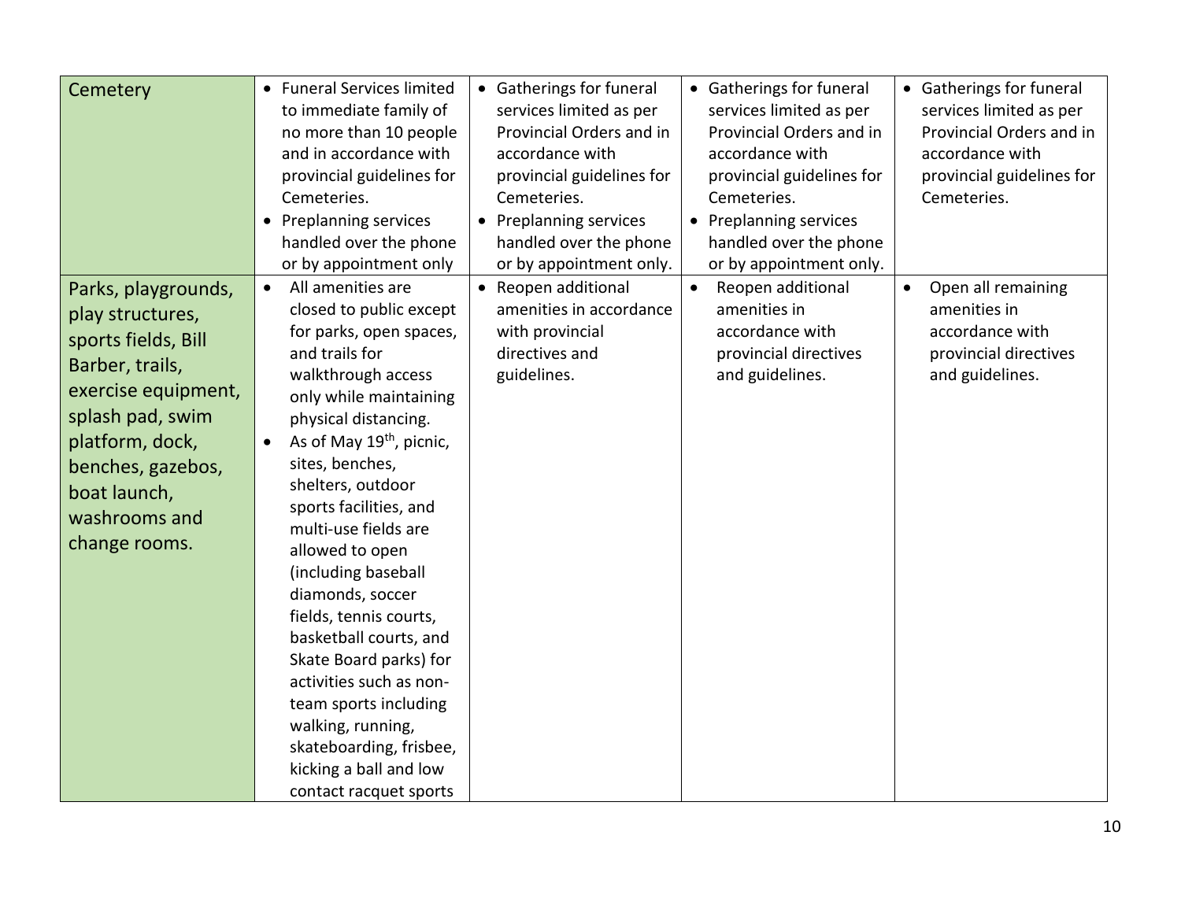| Cemetery | • Funeral Services limited to immediate family of no more than 10 people and in accordance with provincial guidelines for Cemeteries.<br>• Preplanning services handled over the phone or by appointment only | • Gatherings for funeral services limited as per Provincial Orders and in accordance with provincial guidelines for Cemeteries.<br>• Preplanning services handled over the phone or by appointment only. | • Gatherings for funeral services limited as per Provincial Orders and in accordance with provincial guidelines for Cemeteries.<br>• Preplanning services handled over the phone or by appointment only. | • Gatherings for funeral services limited as per Provincial Orders and in accordance with provincial guidelines for Cemeteries. |
|---|---|---|---|---|
| Parks, playgrounds, play structures, sports fields, Bill Barber, trails, exercise equipment, splash pad, swim platform, dock, benches, gazebos, boat launch, washrooms and change rooms. | • All amenities are closed to public except for parks, open spaces, and trails for walkthrough access only while maintaining physical distancing.<br>• As of May 19th, picnic, sites, benches, shelters, outdoor sports facilities, and multi-use fields are allowed to open (including baseball diamonds, soccer fields, tennis courts, basketball courts, and Skate Board parks) for activities such as non-team sports including walking, running, skateboarding, frisbee, kicking a ball and low contact racquet sports | • Reopen additional amenities in accordance with provincial directives and guidelines. | • Reopen additional amenities in accordance with provincial directives and guidelines. | • Open all remaining amenities in accordance with provincial directives and guidelines. |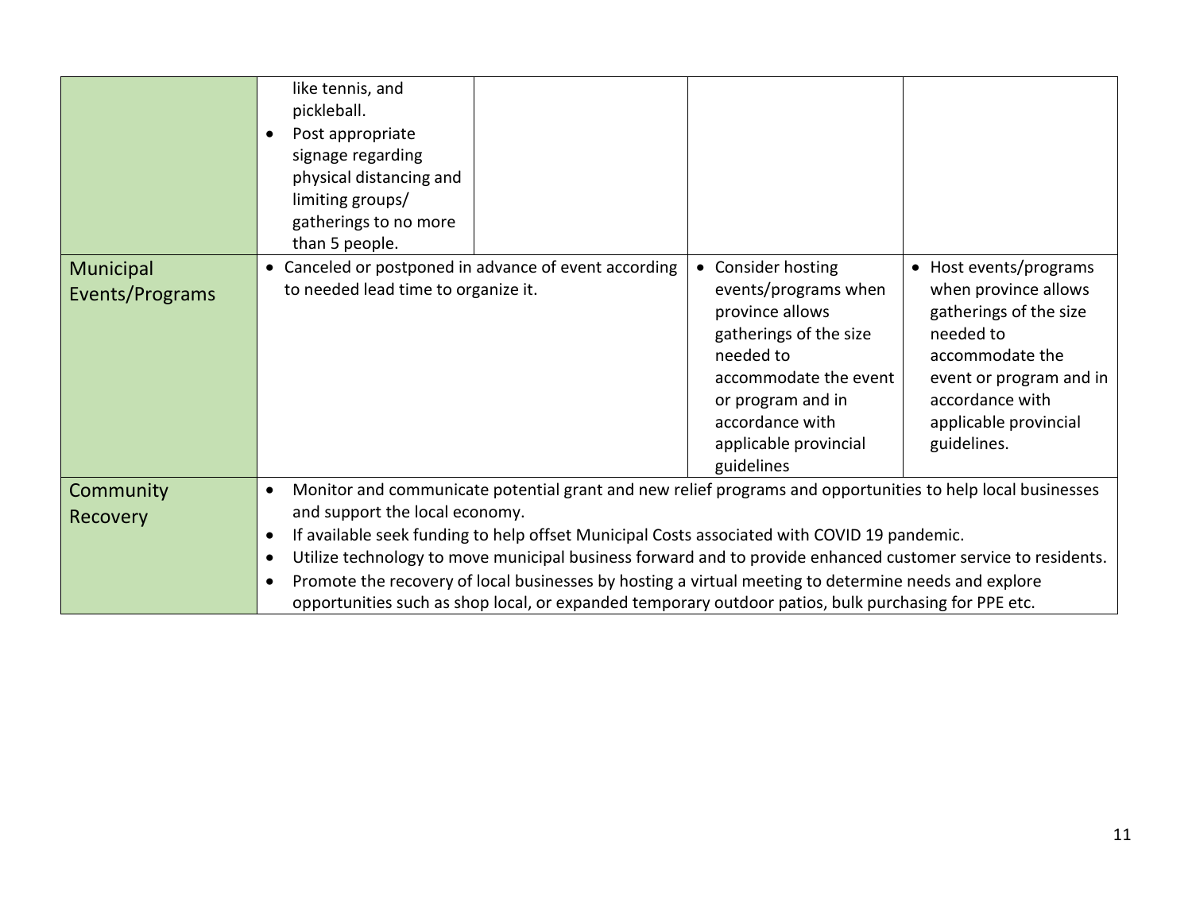| | | | | |
|---|---|---|---|---|
| | like tennis, and pickleball.<br>• Post appropriate signage regarding physical distancing and limiting groups/ gatherings to no more than 5 people. | | | |
| Municipal Events/Programs | • Canceled or postponed in advance of event according to needed lead time to organize it. | | • Consider hosting events/programs when province allows gatherings of the size needed to accommodate the event or program and in accordance with applicable provincial guidelines | • Host events/programs when province allows gatherings of the size needed to accommodate the event or program and in accordance with applicable provincial guidelines. |
| Community Recovery | • Monitor and communicate potential grant and new relief programs and opportunities to help local businesses and support the local economy.<br>• If available seek funding to help offset Municipal Costs associated with COVID 19 pandemic.<br>• Utilize technology to move municipal business forward and to provide enhanced customer service to residents.<br>• Promote the recovery of local businesses by hosting a virtual meeting to determine needs and explore opportunities such as shop local, or expanded temporary outdoor patios, bulk purchasing for PPE etc. | | | |